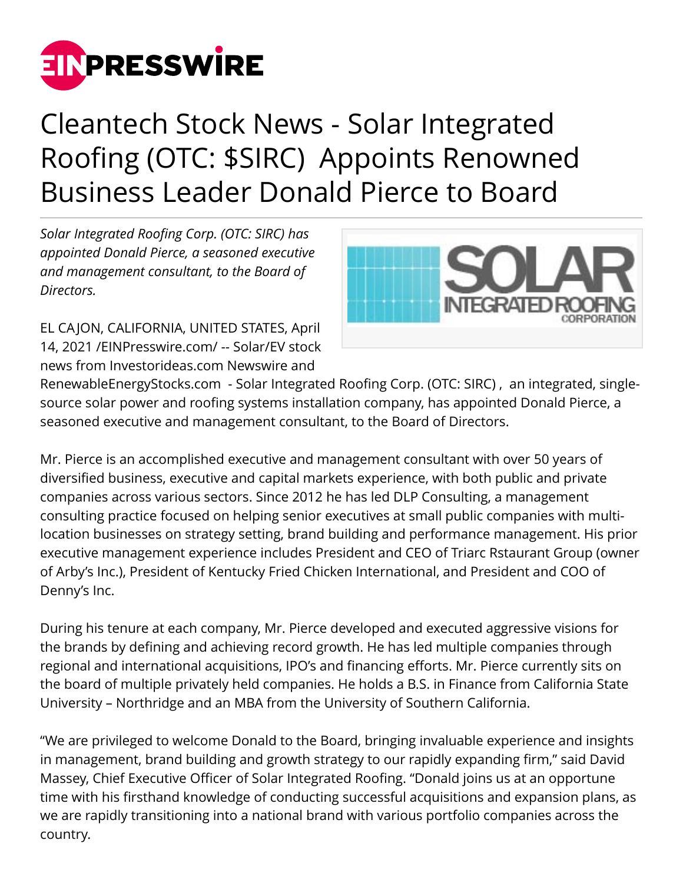# Cleantech Stock News - Solar Integrated Roofing (OTC: $SIRC) Appoints Renowned Business Leader Donald Pierce to Board

*Solar Integrated Roofing Corp. (OTC: SIRC) has appointed Donald Pierce, a seasoned executive and management consultant, to the Board of Directors.*

EL CAJON, CALIFORNIA, UNITED STATES, April 14, 2021 /EINPresswire.com/ -- Solar/EV stock news from Investorideas.com Newswire and RenewableEnergyStocks.com - Solar Integrated Roofing Corp. (OTC: SIRC) , an integrated, single-source solar power and roofing systems installation company, has appointed Donald Pierce, a seasoned executive and management consultant, to the Board of Directors.

Mr. Pierce is an accomplished executive and management consultant with over 50 years of diversified business, executive and capital markets experience, with both public and private companies across various sectors. Since 2012 he has led DLP Consulting, a management consulting practice focused on helping senior executives at small public companies with multi-location businesses on strategy setting, brand building and performance management. His prior executive management experience includes President and CEO of Triarc Rstaurant Group (owner of Arby's Inc.), President of Kentucky Fried Chicken International, and President and COO of Denny's Inc.

During his tenure at each company, Mr. Pierce developed and executed aggressive visions for the brands by defining and achieving record growth. He has led multiple companies through regional and international acquisitions, IPO's and financing efforts. Mr. Pierce currently sits on the board of multiple privately held companies. He holds a B.S. in Finance from California State University – Northridge and an MBA from the University of Southern California.

"We are privileged to welcome Donald to the Board, bringing invaluable experience and insights in management, brand building and growth strategy to our rapidly expanding firm," said David Massey, Chief Executive Officer of Solar Integrated Roofing. "Donald joins us at an opportune time with his firsthand knowledge of conducting successful acquisitions and expansion plans, as we are rapidly transitioning into a national brand with various portfolio companies across the country.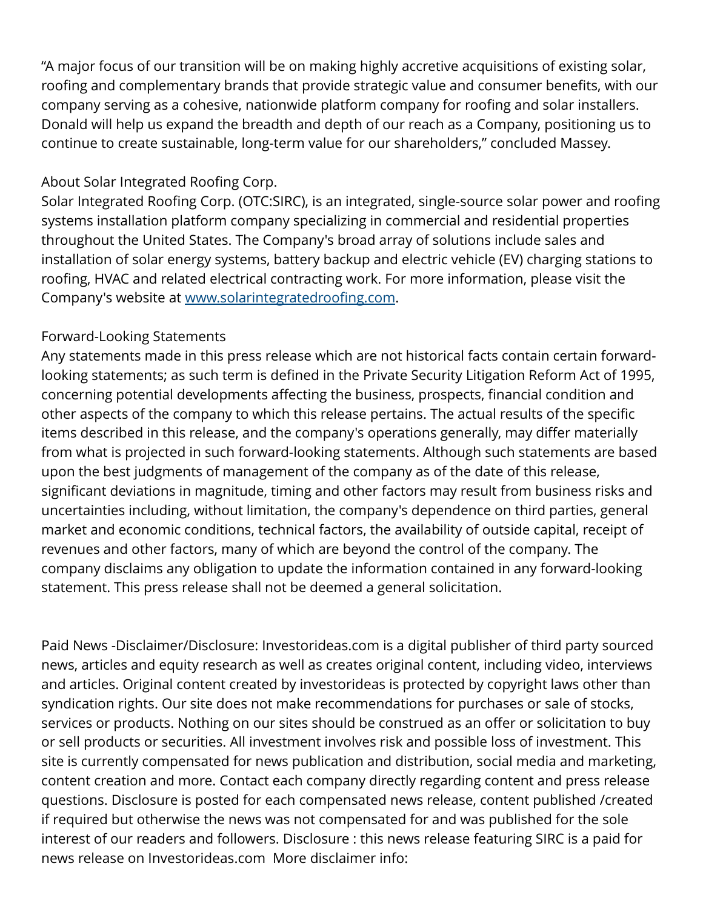“A major focus of our transition will be on making highly accretive acquisitions of existing solar, roofing and complementary brands that provide strategic value and consumer benefits, with our company serving as a cohesive, nationwide platform company for roofing and solar installers. Donald will help us expand the breadth and depth of our reach as a Company, positioning us to continue to create sustainable, long-term value for our shareholders,” concluded Massey.

About Solar Integrated Roofing Corp.
Solar Integrated Roofing Corp. (OTC:SIRC), is an integrated, single-source solar power and roofing systems installation platform company specializing in commercial and residential properties throughout the United States. The Company's broad array of solutions include sales and installation of solar energy systems, battery backup and electric vehicle (EV) charging stations to roofing, HVAC and related electrical contracting work. For more information, please visit the Company's website at [www.solarintegratedroofing.com](http://www.solarintegratedroofing.com).

Forward-Looking Statements
Any statements made in this press release which are not historical facts contain certain forward-looking statements; as such term is defined in the Private Security Litigation Reform Act of 1995, concerning potential developments affecting the business, prospects, financial condition and other aspects of the company to which this release pertains. The actual results of the specific items described in this release, and the company's operations generally, may differ materially from what is projected in such forward-looking statements. Although such statements are based upon the best judgments of management of the company as of the date of this release, significant deviations in magnitude, timing and other factors may result from business risks and uncertainties including, without limitation, the company's dependence on third parties, general market and economic conditions, technical factors, the availability of outside capital, receipt of revenues and other factors, many of which are beyond the control of the company. The company disclaims any obligation to update the information contained in any forward-looking statement. This press release shall not be deemed a general solicitation.

Paid News -Disclaimer/Disclosure: Investorideas.com is a digital publisher of third party sourced news, articles and equity research as well as creates original content, including video, interviews and articles. Original content created by investorideas is protected by copyright laws other than syndication rights. Our site does not make recommendations for purchases or sale of stocks, services or products. Nothing on our sites should be construed as an offer or solicitation to buy or sell products or securities. All investment involves risk and possible loss of investment. This site is currently compensated for news publication and distribution, social media and marketing, content creation and more. Contact each company directly regarding content and press release questions. Disclosure is posted for each compensated news release, content published /created if required but otherwise the news was not compensated for and was published for the sole interest of our readers and followers. Disclosure : this news release featuring SIRC is a paid for news release on Investorideas.com More disclaimer info: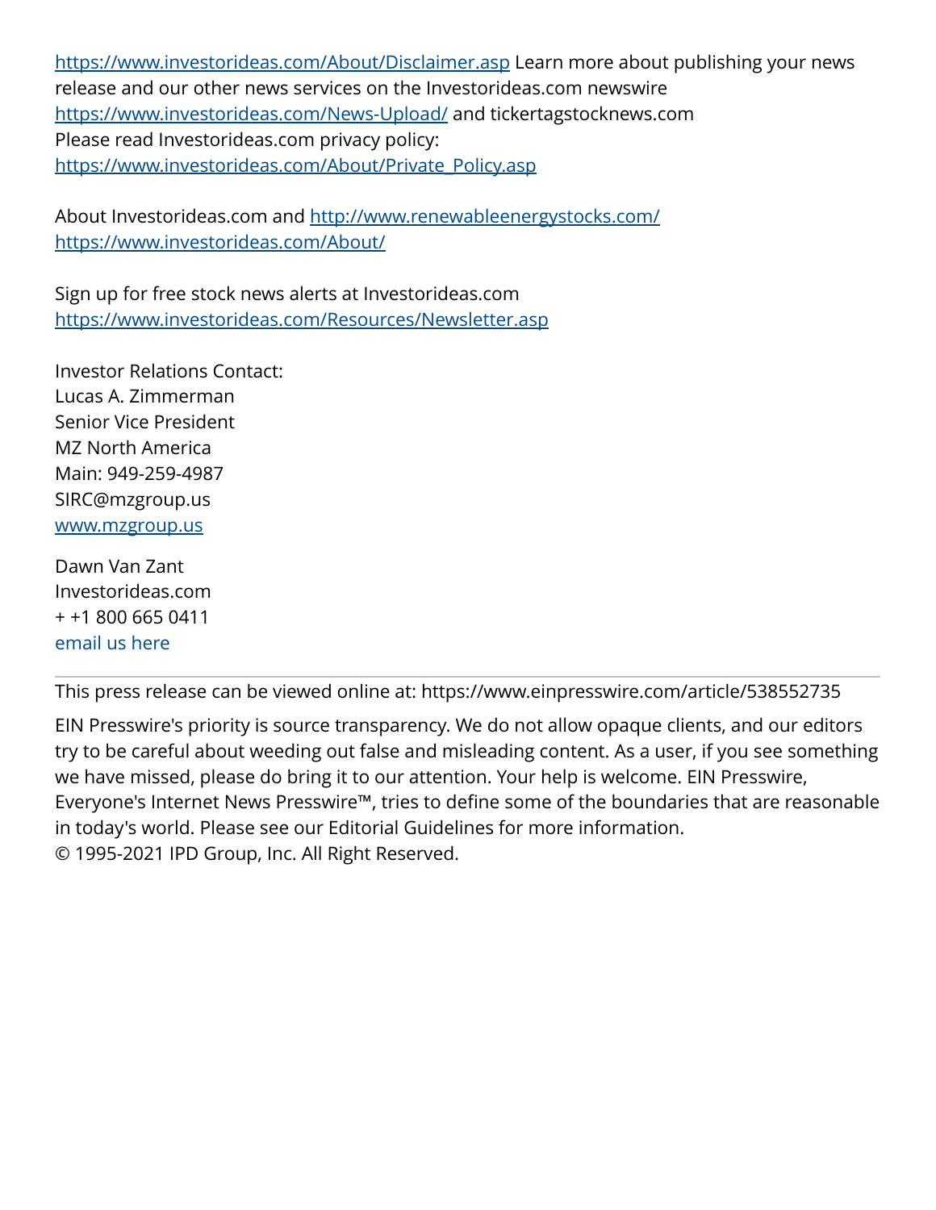https://www.investorideas.com/About/Disclaimer.asp Learn more about publishing your news release and our other news services on the Investorideas.com newswire https://www.investorideas.com/News-Upload/ and tickertagstocknews.com
Please read Investorideas.com privacy policy:
https://www.investorideas.com/About/Private_Policy.asp

About Investorideas.com and http://www.renewableenergystocks.com/
https://www.investorideas.com/About/

Sign up for free stock news alerts at Investorideas.com
https://www.investorideas.com/Resources/Newsletter.asp

Investor Relations Contact:
Lucas A. Zimmerman
Senior Vice President
MZ North America
Main: 949-259-4987
SIRC@mzgroup.us
www.mzgroup.us

Dawn Van Zant
Investorideas.com
+ +1 800 665 0411
email us here

---

This press release can be viewed online at: https://www.einpresswire.com/article/538552735

EIN Presswire's priority is source transparency. We do not allow opaque clients, and our editors try to be careful about weeding out false and misleading content. As a user, if you see something we have missed, please do bring it to our attention. Your help is welcome. EIN Presswire, Everyone's Internet News Presswire™, tries to define some of the boundaries that are reasonable in today's world. Please see our Editorial Guidelines for more information.
© 1995-2021 IPD Group, Inc. All Right Reserved.